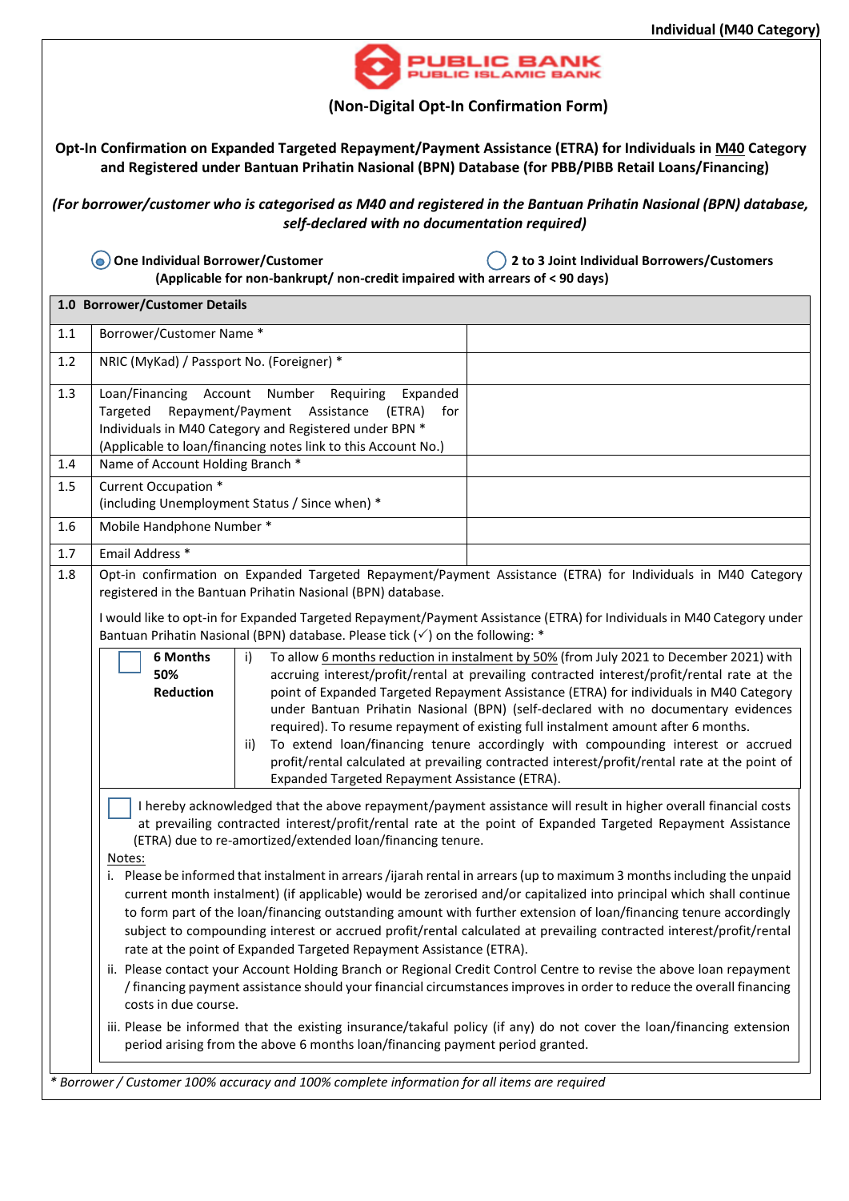Individual (M40 Category)

PUBLIC BANK
PUBLIC ISLAMIC BANK

**(Non-Digital Opt-In Confirmation Form)**

**Opt-In Confirmation on Expanded Targeted Repayment/Payment Assistance (ETRA) for Individuals in M40 Category and Registered under Bantuan Prihatin Nasional (BPN) Database (for PBB/PIBB Retail Loans/Financing)**

***(For borrower/customer who is categorised as M40 and registered in the Bantuan Prihatin Nasional (BPN) database, self-declared with no documentation required)***

◉ **One Individual Borrower/Customer** ◯ **2 to 3 Joint Individual Borrowers/Customers**

**(Applicable for non-bankrupt/ non-credit impaired with arrears of < 90 days)**

| **1.0** | **Borrower/Customer Details** | |
|---|---|---|
| 1.1 | Borrower/Customer Name * | |
| 1.2 | NRIC (MyKad) / Passport No. (Foreigner) * | |
| 1.3 | Loan/Financing Account Number Requiring Expanded Targeted Repayment/Payment Assistance (ETRA) for Individuals in M40 Category and Registered under BPN * (Applicable to loan/financing notes link to this Account No.) | |
| 1.4 | Name of Account Holding Branch * | |
| 1.5 | Current Occupation * (including Unemployment Status / Since when) * | |
| 1.6 | Mobile Handphone Number * | |
| 1.7 | Email Address * | |

**1.8** Opt-in confirmation on Expanded Targeted Repayment/Payment Assistance (ETRA) for Individuals in M40 Category registered in the Bantuan Prihatin Nasional (BPN) database.

I would like to opt-in for Expanded Targeted Repayment/Payment Assistance (ETRA) for Individuals in M40 Category under Bantuan Prihatin Nasional (BPN) database. Please tick (✓) on the following: *

| ☐ **6 Months 50% Reduction** | i) To allow 6 months reduction in instalment by 50% (from July 2021 to December 2021) with accruing interest/profit/rental at prevailing contracted interest/profit/rental rate at the point of Expanded Targeted Repayment Assistance (ETRA) for individuals in M40 Category under Bantuan Prihatin Nasional (BPN) (self-declared with no documentary evidences required). To resume repayment of existing full instalment amount after 6 months.<br>ii) To extend loan/financing tenure accordingly with compounding interest or accrued profit/rental calculated at prevailing contracted interest/profit/rental rate at the point of Expanded Targeted Repayment Assistance (ETRA). |
|---|---|

☐ I hereby acknowledged that the above repayment/payment assistance will result in higher overall financial costs at prevailing contracted interest/profit/rental rate at the point of Expanded Targeted Repayment Assistance (ETRA) due to re-amortized/extended loan/financing tenure.

Notes:

i. Please be informed that instalment in arrears /ijarah rental in arrears (up to maximum 3 months including the unpaid current month instalment) (if applicable) would be zerorised and/or capitalized into principal which shall continue to form part of the loan/financing outstanding amount with further extension of loan/financing tenure accordingly subject to compounding interest or accrued profit/rental calculated at prevailing contracted interest/profit/rental rate at the point of Expanded Targeted Repayment Assistance (ETRA).

ii. Please contact your Account Holding Branch or Regional Credit Control Centre to revise the above loan repayment / financing payment assistance should your financial circumstances improves in order to reduce the overall financing costs in due course.

iii. Please be informed that the existing insurance/takaful policy (if any) do not cover the loan/financing extension period arising from the above 6 months loan/financing payment period granted.

*\* Borrower / Customer 100% accuracy and 100% complete information for all items are required*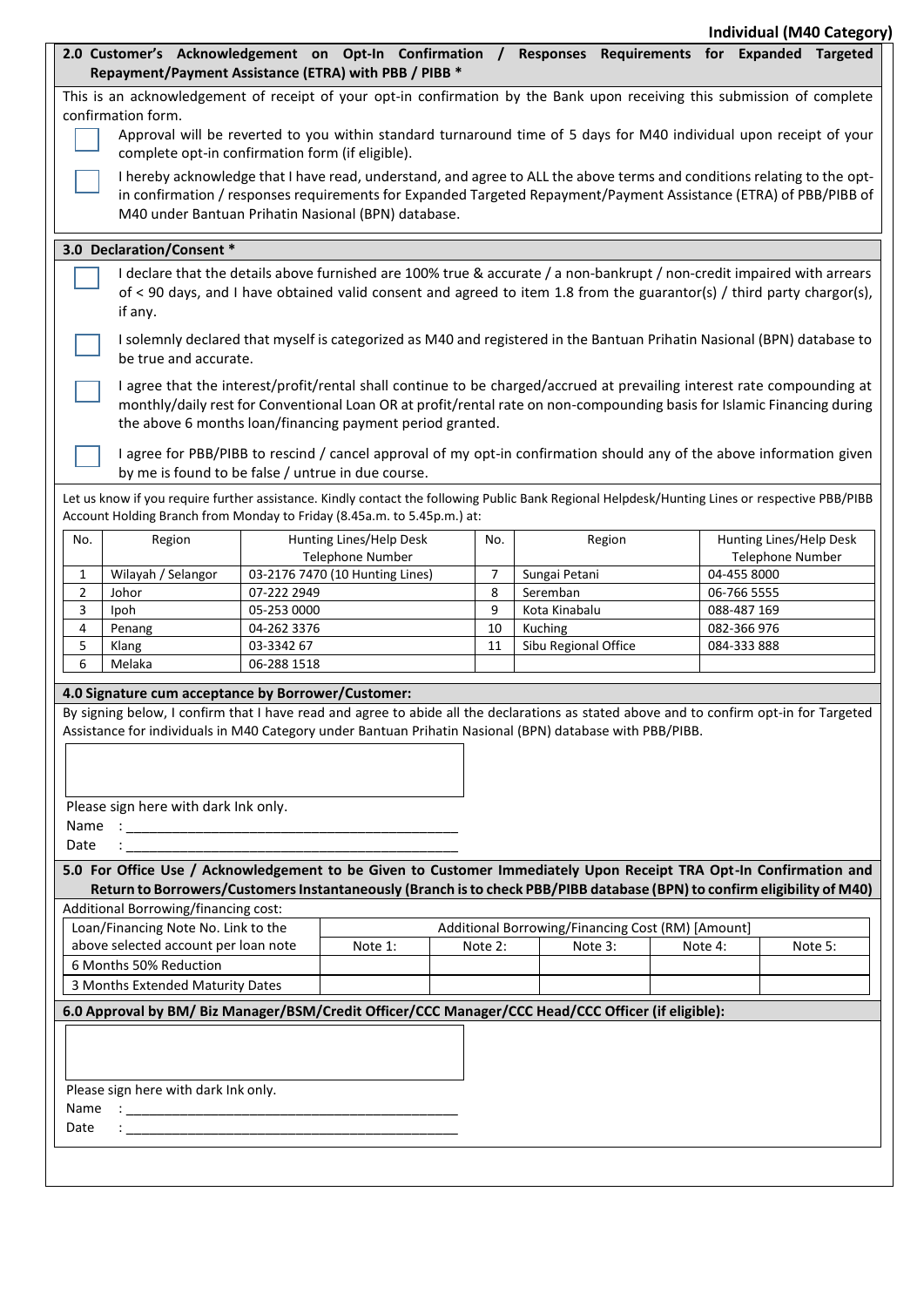**Individual (M40 Category)**

**2.0 Customer's Acknowledgement on Opt-In Confirmation / Responses Requirements for Expanded Targeted Repayment/Payment Assistance (ETRA) with PBB / PIBB ***

This is an acknowledgement of receipt of your opt-in confirmation by the Bank upon receiving this submission of complete confirmation form.

☐ Approval will be reverted to you within standard turnaround time of 5 days for M40 individual upon receipt of your complete opt-in confirmation form (if eligible).

☐ I hereby acknowledge that I have read, understand, and agree to ALL the above terms and conditions relating to the opt-in confirmation / responses requirements for Expanded Targeted Repayment/Payment Assistance (ETRA) of PBB/PIBB of M40 under Bantuan Prihatin Nasional (BPN) database.

**3.0 Declaration/Consent ***

☐ I declare that the details above furnished are 100% true & accurate / a non-bankrupt / non-credit impaired with arrears of < 90 days, and I have obtained valid consent and agreed to item 1.8 from the guarantor(s) / third party chargor(s), if any.

☐ I solemnly declared that myself is categorized as M40 and registered in the Bantuan Prihatin Nasional (BPN) database to be true and accurate.

☐ I agree that the interest/profit/rental shall continue to be charged/accrued at prevailing interest rate compounding at monthly/daily rest for Conventional Loan OR at profit/rental rate on non-compounding basis for Islamic Financing during the above 6 months loan/financing payment period granted.

☐ I agree for PBB/PIBB to rescind / cancel approval of my opt-in confirmation should any of the above information given by me is found to be false / untrue in due course.

Let us know if you require further assistance. Kindly contact the following Public Bank Regional Helpdesk/Hunting Lines or respective PBB/PIBB Account Holding Branch from Monday to Friday (8.45a.m. to 5.45p.m.) at:

| No. | Region | Hunting Lines/Help Desk Telephone Number | No. | Region | Hunting Lines/Help Desk Telephone Number |
|---|---|---|---|---|---|
| 1 | Wilayah / Selangor | 03-2176 7470 (10 Hunting Lines) | 7 | Sungai Petani | 04-455 8000 |
| 2 | Johor | 07-222 2949 | 8 | Seremban | 06-766 5555 |
| 3 | Ipoh | 05-253 0000 | 9 | Kota Kinabalu | 088-487 169 |
| 4 | Penang | 04-262 3376 | 10 | Kuching | 082-366 976 |
| 5 | Klang | 03-3342 67 | 11 | Sibu Regional Office | 084-333 888 |
| 6 | Melaka | 06-288 1518 | | | |

**4.0 Signature cum acceptance by Borrower/Customer:**

By signing below, I confirm that I have read and agree to abide all the declarations as stated above and to confirm opt-in for Targeted Assistance for individuals in M40 Category under Bantuan Prihatin Nasional (BPN) database with PBB/PIBB.

Please sign here with dark Ink only.

Name : ____________________________________________

Date : ____________________________________________

**5.0 For Office Use / Acknowledgement to be Given to Customer Immediately Upon Receipt TRA Opt-In Confirmation and Return to Borrowers/Customers Instantaneously (Branch is to check PBB/PIBB database (BPN) to confirm eligibility of M40)**

Additional Borrowing/financing cost:

| Loan/Financing Note No. Link to the above selected account per loan note | Additional Borrowing/Financing Cost (RM) [Amount] | | | | |
|---|---|---|---|---|---|
| | Note 1: | Note 2: | Note 3: | Note 4: | Note 5: |
| 6 Months 50% Reduction | | | | | |
| 3 Months Extended Maturity Dates | | | | | |

**6.0 Approval by BM/ Biz Manager/BSM/Credit Officer/CCC Manager/CCC Head/CCC Officer (if eligible):**

Please sign here with dark Ink only.

Name : ____________________________________________

Date : ____________________________________________